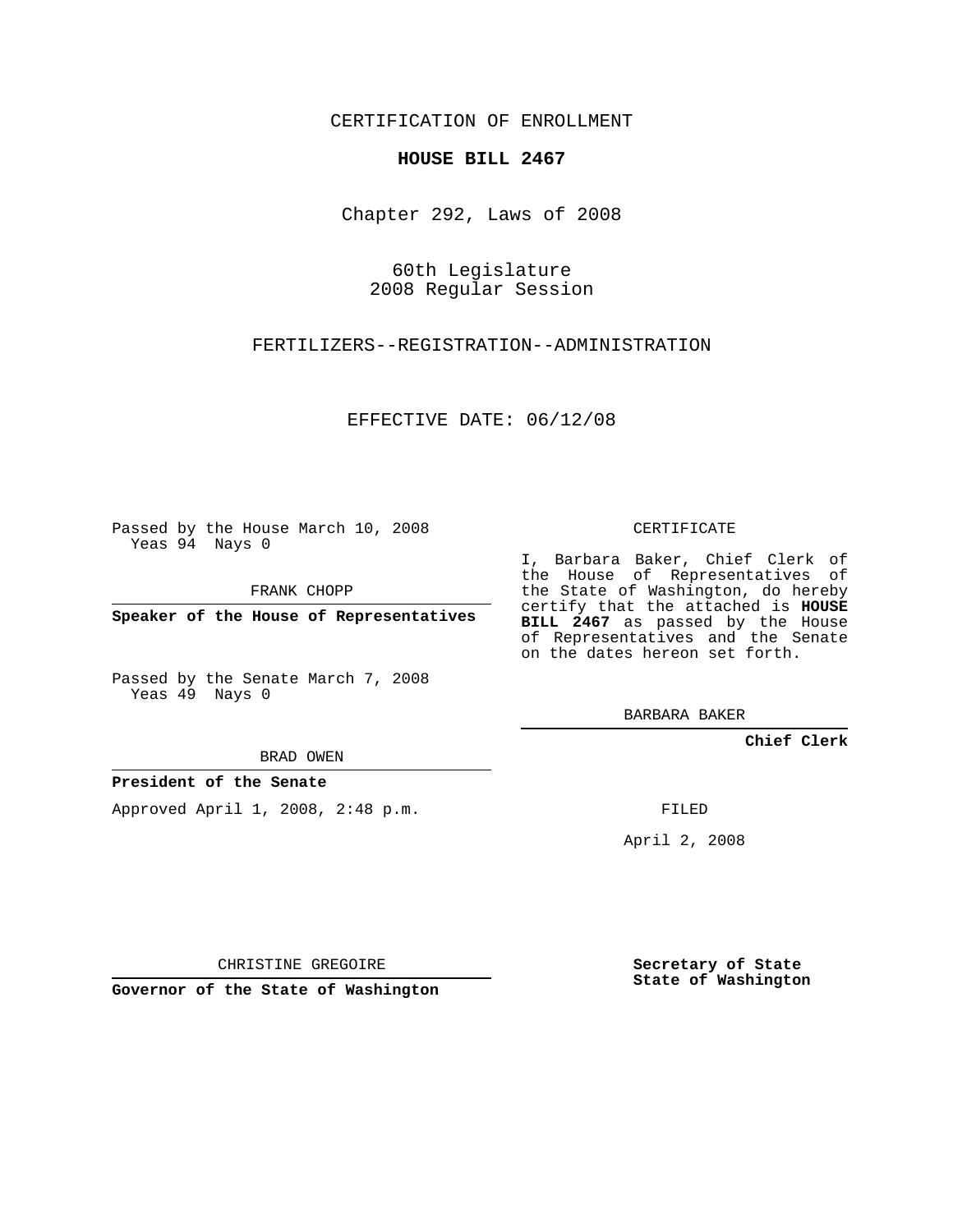CERTIFICATION OF ENROLLMENT

**HOUSE BILL 2467**

Chapter 292, Laws of 2008

60th Legislature
2008 Regular Session

FERTILIZERS--REGISTRATION--ADMINISTRATION

EFFECTIVE DATE: 06/12/08

Passed by the House March 10, 2008
Yeas 94 Nays 0

FRANK CHOPP

**Speaker of the House of Representatives**

Passed by the Senate March 7, 2008
Yeas 49 Nays 0

BRAD OWEN

**President of the Senate**

Approved April 1, 2008, 2:48 p.m.

CHRISTINE GREGOIRE

**Governor of the State of Washington**

CERTIFICATE

I, Barbara Baker, Chief Clerk of the House of Representatives of the State of Washington, do hereby certify that the attached is **HOUSE BILL 2467** as passed by the House of Representatives and the Senate on the dates hereon set forth.

BARBARA BAKER

**Chief Clerk**

FILED

April 2, 2008

**Secretary of State**
**State of Washington**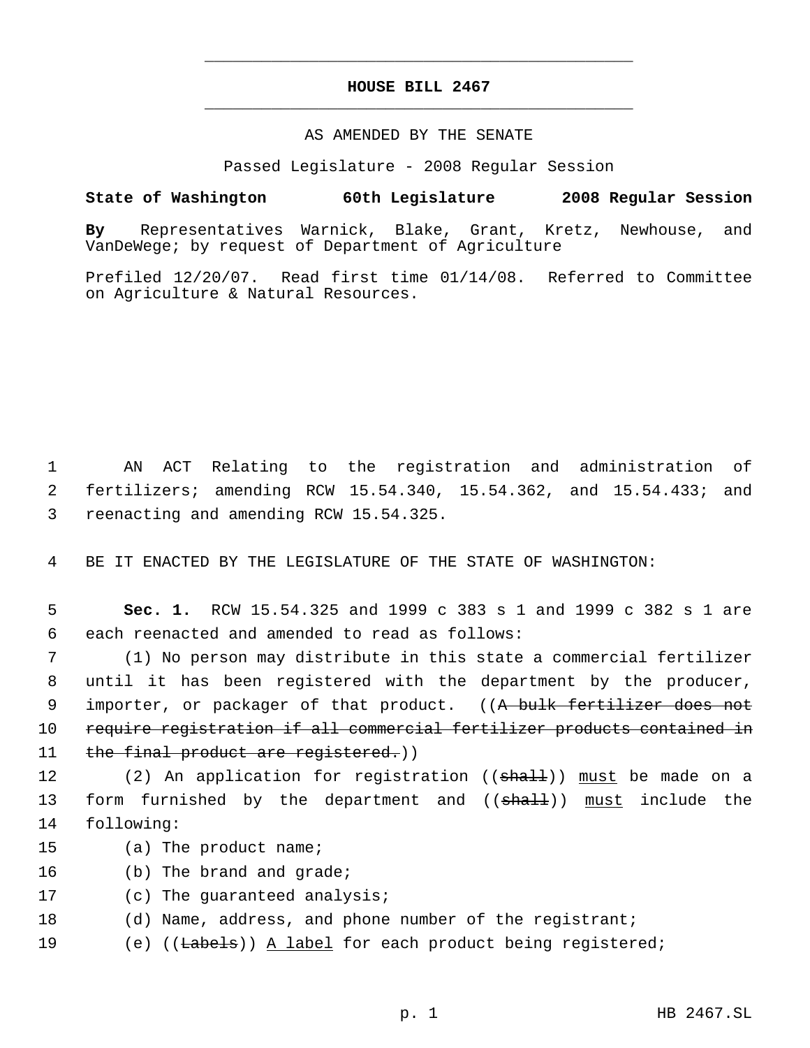# HOUSE BILL 2467

AS AMENDED BY THE SENATE

Passed Legislature - 2008 Regular Session

**State of Washington 60th Legislature 2008 Regular Session**

**By** Representatives Warnick, Blake, Grant, Kretz, Newhouse, and VanDeWege; by request of Department of Agriculture

Prefiled 12/20/07. Read first time 01/14/08. Referred to Committee on Agriculture & Natural Resources.

AN ACT Relating to the registration and administration of fertilizers; amending RCW 15.54.340, 15.54.362, and 15.54.433; and reenacting and amending RCW 15.54.325.

BE IT ENACTED BY THE LEGISLATURE OF THE STATE OF WASHINGTON:

**Sec. 1.** RCW 15.54.325 and 1999 c 383 s 1 and 1999 c 382 s 1 are each reenacted and amended to read as follows:

(1) No person may distribute in this state a commercial fertilizer until it has been registered with the department by the producer, importer, or packager of that product. ((~~A bulk fertilizer does not require registration if all commercial fertilizer products contained in the final product are registered.~~))

(2) An application for registration ((~~shall~~)) <u>must</u> be made on a form furnished by the department and ((~~shall~~)) <u>must</u> include the following:

(a) The product name;

(b) The brand and grade;

(c) The guaranteed analysis;

(d) Name, address, and phone number of the registrant;

(e) ((~~Labels~~)) <u>A label</u> for each product being registered;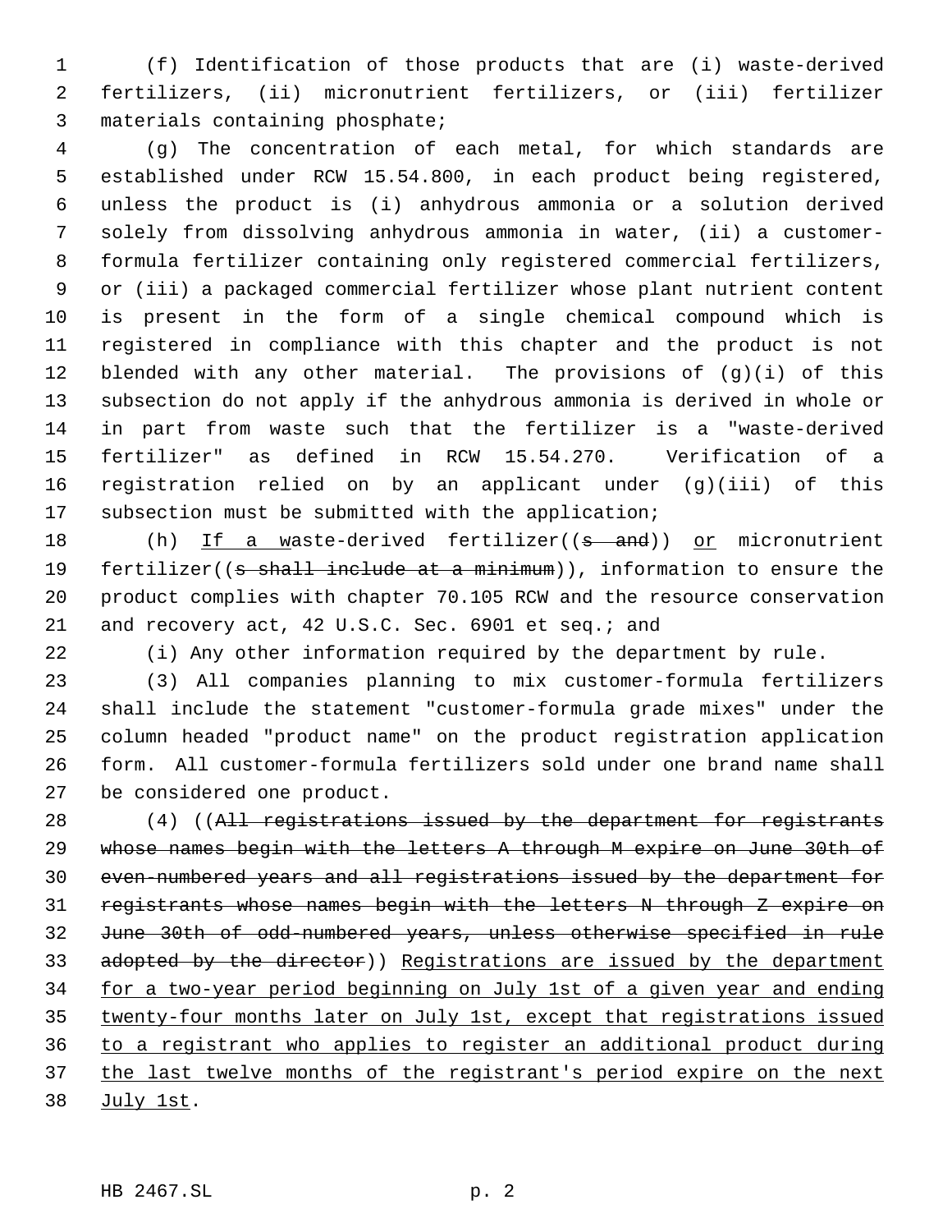(f) Identification of those products that are (i) waste-derived fertilizers, (ii) micronutrient fertilizers, or (iii) fertilizer materials containing phosphate;

(g) The concentration of each metal, for which standards are established under RCW 15.54.800, in each product being registered, unless the product is (i) anhydrous ammonia or a solution derived solely from dissolving anhydrous ammonia in water, (ii) a customer-formula fertilizer containing only registered commercial fertilizers, or (iii) a packaged commercial fertilizer whose plant nutrient content is present in the form of a single chemical compound which is registered in compliance with this chapter and the product is not blended with any other material. The provisions of (g)(i) of this subsection do not apply if the anhydrous ammonia is derived in whole or in part from waste such that the fertilizer is a "waste-derived fertilizer" as defined in RCW 15.54.270. Verification of a registration relied on by an applicant under (g)(iii) of this subsection must be submitted with the application;

(h) <u>If a w</u>aste-derived fertilizer((~~s and~~)) <u>or</u> micronutrient fertilizer((~~s shall include at a minimum~~)), information to ensure the product complies with chapter 70.105 RCW and the resource conservation and recovery act, 42 U.S.C. Sec. 6901 et seq.; and

(i) Any other information required by the department by rule.

(3) All companies planning to mix customer-formula fertilizers shall include the statement "customer-formula grade mixes" under the column headed "product name" on the product registration application form. All customer-formula fertilizers sold under one brand name shall be considered one product.

(4) ((~~All registrations issued by the department for registrants whose names begin with the letters A through M expire on June 30th of even-numbered years and all registrations issued by the department for registrants whose names begin with the letters N through Z expire on June 30th of odd-numbered years, unless otherwise specified in rule adopted by the director~~)) <u>Registrations are issued by the department for a two-year period beginning on July 1st of a given year and ending twenty-four months later on July 1st, except that registrations issued to a registrant who applies to register an additional product during the last twelve months of the registrant's period expire on the next July 1st</u>.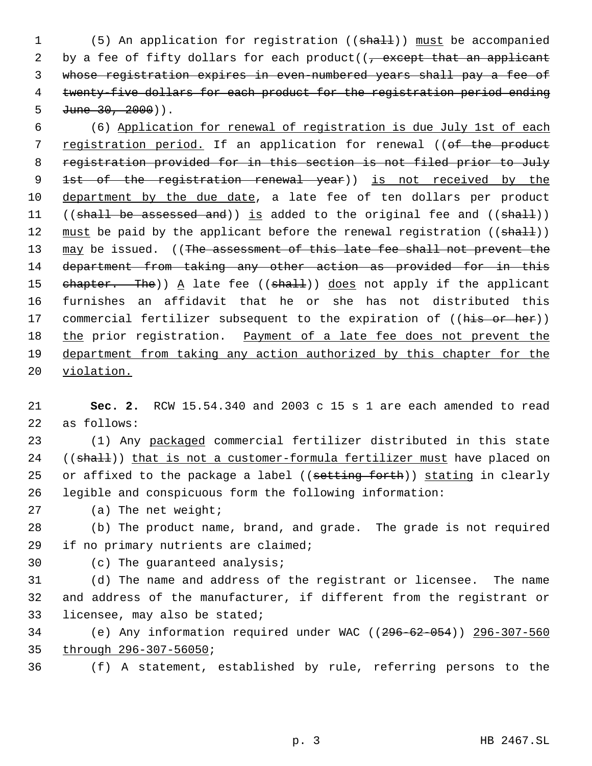(5) An application for registration ((~~shall~~)) <u>must</u> be accompanied by a fee of fifty dollars for each product((~~, except that an applicant whose registration expires in even-numbered years shall pay a fee of twenty-five dollars for each product for the registration period ending June 30, 2000~~)).

(6) <u>Application for renewal of registration is due July 1st of each registration period.</u> If an application for renewal ((~~of the product registration provided for in this section is not filed prior to July 1st of the registration renewal year~~)) <u>is not received by the department by the due date</u>, a late fee of ten dollars per product ((~~shall be assessed and~~)) <u>is</u> added to the original fee and ((~~shall~~)) <u>must</u> be paid by the applicant before the renewal registration ((~~shall~~)) <u>may</u> be issued. ((~~The assessment of this late fee shall not prevent the department from taking any other action as provided for in this chapter. The~~)) <u>A</u> late fee ((~~shall~~)) <u>does</u> not apply if the applicant furnishes an affidavit that he or she has not distributed this commercial fertilizer subsequent to the expiration of ((~~his or her~~)) <u>the</u> prior registration. <u>Payment of a late fee does not prevent the department from taking any action authorized by this chapter for the violation.</u>

**Sec. 2.** RCW 15.54.340 and 2003 c 15 s 1 are each amended to read as follows:

(1) Any <u>packaged</u> commercial fertilizer distributed in this state ((~~shall~~)) <u>that is not a customer-formula fertilizer must</u> have placed on or affixed to the package a label ((~~setting forth~~)) <u>stating</u> in clearly legible and conspicuous form the following information:

(a) The net weight;

(b) The product name, brand, and grade. The grade is not required if no primary nutrients are claimed;

(c) The guaranteed analysis;

(d) The name and address of the registrant or licensee. The name and address of the manufacturer, if different from the registrant or licensee, may also be stated;

(e) Any information required under WAC ((~~296-62-054~~)) <u>296-307-560 through 296-307-56050</u>;

(f) A statement, established by rule, referring persons to the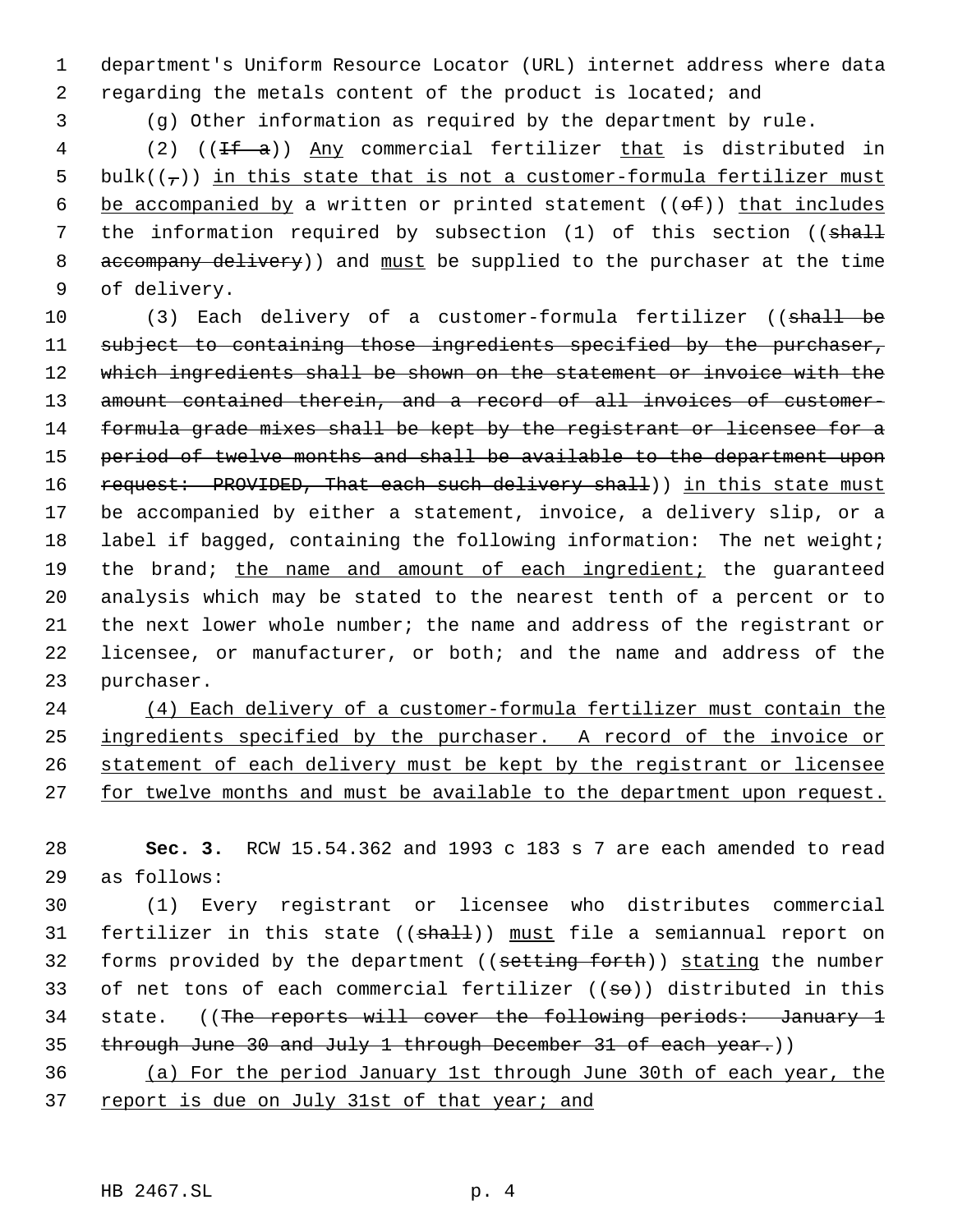department's Uniform Resource Locator (URL) internet address where data regarding the metals content of the product is located; and

(g) Other information as required by the department by rule.

(2) ((~~If a~~)) Any commercial fertilizer that is distributed in bulk((~~,~~)) in this state that is not a customer-formula fertilizer must be accompanied by a written or printed statement ((~~of~~)) that includes the information required by subsection (1) of this section ((~~shall accompany delivery~~)) and must be supplied to the purchaser at the time of delivery.

(3) Each delivery of a customer-formula fertilizer ((~~shall be subject to containing those ingredients specified by the purchaser, which ingredients shall be shown on the statement or invoice with the amount contained therein, and a record of all invoices of customer-formula grade mixes shall be kept by the registrant or licensee for a period of twelve months and shall be available to the department upon request: PROVIDED, That each such delivery shall~~)) in this state must be accompanied by either a statement, invoice, a delivery slip, or a label if bagged, containing the following information: The net weight; the brand; the name and amount of each ingredient; the guaranteed analysis which may be stated to the nearest tenth of a percent or to the next lower whole number; the name and address of the registrant or licensee, or manufacturer, or both; and the name and address of the purchaser.

(4) Each delivery of a customer-formula fertilizer must contain the ingredients specified by the purchaser. A record of the invoice or statement of each delivery must be kept by the registrant or licensee for twelve months and must be available to the department upon request.

**Sec. 3.** RCW 15.54.362 and 1993 c 183 s 7 are each amended to read as follows:

(1) Every registrant or licensee who distributes commercial fertilizer in this state ((~~shall~~)) must file a semiannual report on forms provided by the department ((~~setting forth~~)) stating the number of net tons of each commercial fertilizer ((~~so~~)) distributed in this state. ((~~The reports will cover the following periods: January 1 through June 30 and July 1 through December 31 of each year.~~))

(a) For the period January 1st through June 30th of each year, the report is due on July 31st of that year; and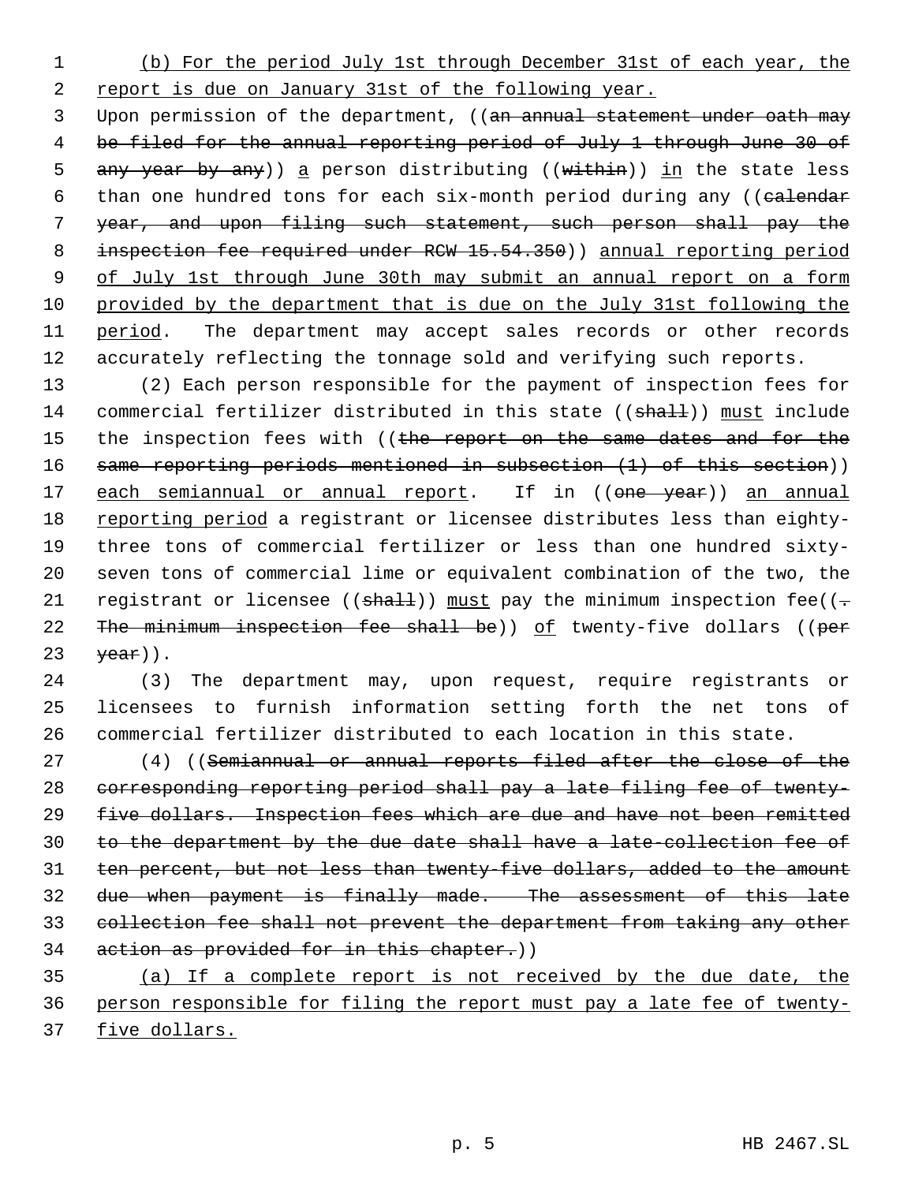(b) For the period July 1st through December 31st of each year, the report is due on January 31st of the following year.

Upon permission of the department, ((an annual statement under oath may be filed for the annual reporting period of July 1 through June 30 of any year by any)) a person distributing ((within)) in the state less than one hundred tons for each six-month period during any ((calendar year, and upon filing such statement, such person shall pay the inspection fee required under RCW 15.54.350)) annual reporting period of July 1st through June 30th may submit an annual report on a form provided by the department that is due on the July 31st following the period. The department may accept sales records or other records accurately reflecting the tonnage sold and verifying such reports.

(2) Each person responsible for the payment of inspection fees for commercial fertilizer distributed in this state ((shall)) must include the inspection fees with ((the report on the same dates and for the same reporting periods mentioned in subsection (1) of this section)) each semiannual or annual report. If in ((one year)) an annual reporting period a registrant or licensee distributes less than eighty-three tons of commercial fertilizer or less than one hundred sixty-seven tons of commercial lime or equivalent combination of the two, the registrant or licensee ((shall)) must pay the minimum inspection fee((. The minimum inspection fee shall be)) of twenty-five dollars ((per year)).

(3) The department may, upon request, require registrants or licensees to furnish information setting forth the net tons of commercial fertilizer distributed to each location in this state.

(4) ((Semiannual or annual reports filed after the close of the corresponding reporting period shall pay a late filing fee of twenty-five dollars. Inspection fees which are due and have not been remitted to the department by the due date shall have a late-collection fee of ten percent, but not less than twenty-five dollars, added to the amount due when payment is finally made. The assessment of this late collection fee shall not prevent the department from taking any other action as provided for in this chapter.))

(a) If a complete report is not received by the due date, the person responsible for filing the report must pay a late fee of twenty-five dollars.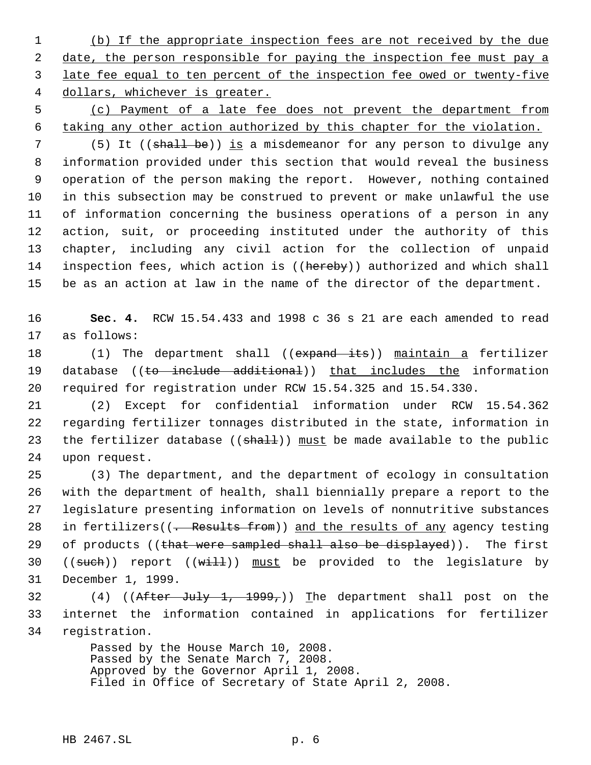(b) If the appropriate inspection fees are not received by the due date, the person responsible for paying the inspection fee must pay a late fee equal to ten percent of the inspection fee owed or twenty-five dollars, whichever is greater.

(c) Payment of a late fee does not prevent the department from taking any other action authorized by this chapter for the violation.

(5) It ((~~shall be~~)) is a misdemeanor for any person to divulge any information provided under this section that would reveal the business operation of the person making the report. However, nothing contained in this subsection may be construed to prevent or make unlawful the use of information concerning the business operations of a person in any action, suit, or proceeding instituted under the authority of this chapter, including any civil action for the collection of unpaid inspection fees, which action is ((~~hereby~~)) authorized and which shall be as an action at law in the name of the director of the department.

**Sec. 4.** RCW 15.54.433 and 1998 c 36 s 21 are each amended to read as follows:

(1) The department shall ((~~expand its~~)) maintain a fertilizer database ((~~to include additional~~)) that includes the information required for registration under RCW 15.54.325 and 15.54.330.

(2) Except for confidential information under RCW 15.54.362 regarding fertilizer tonnages distributed in the state, information in the fertilizer database ((~~shall~~)) must be made available to the public upon request.

(3) The department, and the department of ecology in consultation with the department of health, shall biennially prepare a report to the legislature presenting information on levels of nonnutritive substances in fertilizers((~~. Results from~~)) and the results of any agency testing of products ((~~that were sampled shall also be displayed~~)). The first ((~~such~~)) report ((~~will~~)) must be provided to the legislature by December 1, 1999.

(4) ((~~After July 1, 1999,~~)) The department shall post on the internet the information contained in applications for fertilizer registration.

Passed by the House March 10, 2008.
Passed by the Senate March 7, 2008.
Approved by the Governor April 1, 2008.
Filed in Office of Secretary of State April 2, 2008.